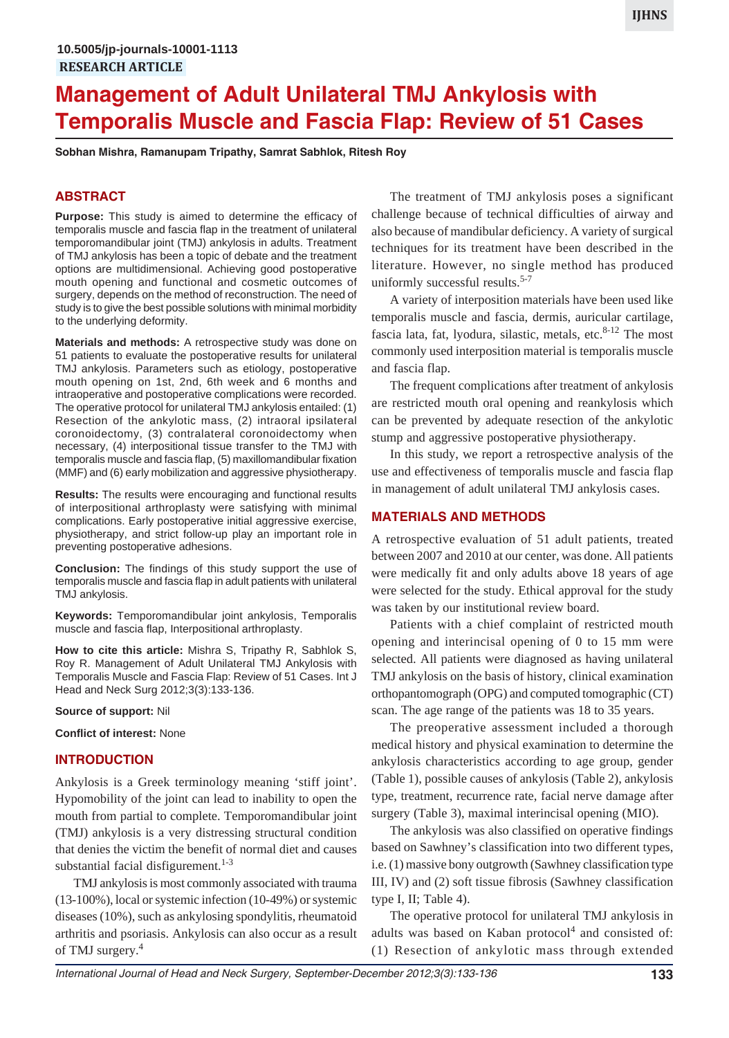10.5005/jp-journals-10001-1113

**RESEARCH ARTICLE**

# Management of Adult Unilateral TMJ Ankylosis with Temporalis Muscle and Fascia Flap: Review of 51 Cases

**Sobhan Mishra, Ramanupam Tripathy, Samrat Sabhlok, Ritesh Roy**

## ABSTRACT

**Purpose:** This study is aimed to determine the efficacy of temporalis muscle and fascia flap in the treatment of unilateral temporomandibular joint (TMJ) ankylosis in adults. Treatment of TMJ ankylosis has been a topic of debate and the treatment options are multidimensional. Achieving good postoperative mouth opening and functional and cosmetic outcomes of surgery, depends on the method of reconstruction. The need of study is to give the best possible solutions with minimal morbidity to the underlying deformity.

**Materials and methods:** A retrospective study was done on 51 patients to evaluate the postoperative results for unilateral TMJ ankylosis. Parameters such as etiology, postoperative mouth opening on 1st, 2nd, 6th week and 6 months and intraoperative and postoperative complications were recorded. The operative protocol for unilateral TMJ ankylosis entailed: (1) Resection of the ankylotic mass, (2) intraoral ipsilateral coronoidectomy, (3) contralateral coronoidectomy when necessary, (4) interpositional tissue transfer to the TMJ with temporalis muscle and fascia flap, (5) maxillomandibular fixation (MMF) and (6) early mobilization and aggressive physiotherapy.

**Results:** The results were encouraging and functional results of interpositional arthroplasty were satisfying with minimal complications. Early postoperative initial aggressive exercise, physiotherapy, and strict follow-up play an important role in preventing postoperative adhesions.

**Conclusion:** The findings of this study support the use of temporalis muscle and fascia flap in adult patients with unilateral TMJ ankylosis.

**Keywords:** Temporomandibular joint ankylosis, Temporalis muscle and fascia flap, Interpositional arthroplasty.

**How to cite this article:** Mishra S, Tripathy R, Sabhlok S, Roy R. Management of Adult Unilateral TMJ Ankylosis with Temporalis Muscle and Fascia Flap: Review of 51 Cases. Int J Head and Neck Surg 2012;3(3):133-136.

**Source of support:** Nil

**Conflict of interest:** None

## INTRODUCTION

Ankylosis is a Greek terminology meaning 'stiff joint'. Hypomobility of the joint can lead to inability to open the mouth from partial to complete. Temporomandibular joint (TMJ) ankylosis is a very distressing structural condition that denies the victim the benefit of normal diet and causes substantial facial disfigurement.[1-3]

TMJ ankylosis is most commonly associated with trauma (13-100%), local or systemic infection (10-49%) or systemic diseases (10%), such as ankylosing spondylitis, rheumatoid arthritis and psoriasis. Ankylosis can also occur as a result of TMJ surgery.[4]

The treatment of TMJ ankylosis poses a significant challenge because of technical difficulties of airway and also because of mandibular deficiency. A variety of surgical techniques for its treatment have been described in the literature. However, no single method has produced uniformly successful results.[5-7]

A variety of interposition materials have been used like temporalis muscle and fascia, dermis, auricular cartilage, fascia lata, fat, lyodura, silastic, metals, etc.[8-12] The most commonly used interposition material is temporalis muscle and fascia flap.

The frequent complications after treatment of ankylosis are restricted mouth oral opening and reankylosis which can be prevented by adequate resection of the ankylotic stump and aggressive postoperative physiotherapy.

In this study, we report a retrospective analysis of the use and effectiveness of temporalis muscle and fascia flap in management of adult unilateral TMJ ankylosis cases.

## MATERIALS AND METHODS

A retrospective evaluation of 51 adult patients, treated between 2007 and 2010 at our center, was done. All patients were medically fit and only adults above 18 years of age were selected for the study. Ethical approval for the study was taken by our institutional review board.

Patients with a chief complaint of restricted mouth opening and interincisal opening of 0 to 15 mm were selected. All patients were diagnosed as having unilateral TMJ ankylosis on the basis of history, clinical examination orthopantomograph (OPG) and computed tomographic (CT) scan. The age range of the patients was 18 to 35 years.

The preoperative assessment included a thorough medical history and physical examination to determine the ankylosis characteristics according to age group, gender (Table 1), possible causes of ankylosis (Table 2), ankylosis type, treatment, recurrence rate, facial nerve damage after surgery (Table 3), maximal interincisal opening (MIO).

The ankylosis was also classified on operative findings based on Sawhney's classification into two different types, i.e. (1) massive bony outgrowth (Sawhney classification type III, IV) and (2) soft tissue fibrosis (Sawhney classification type I, II; Table 4).

The operative protocol for unilateral TMJ ankylosis in adults was based on Kaban protocol[4] and consisted of: (1) Resection of ankylotic mass through extended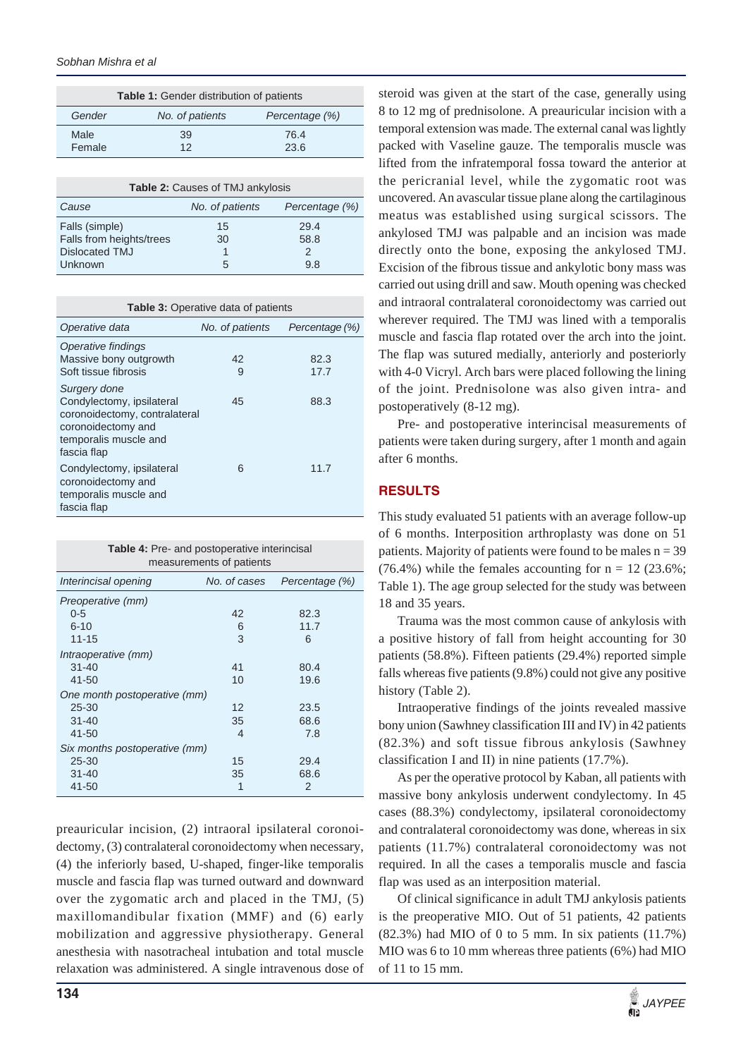**Table 1:** Gender distribution of patients

| Gender | No. of patients | Percentage (%) |
|---|---|---|
| Male | 39 | 76.4 |
| Female | 12 | 23.6 |

**Table 2:** Causes of TMJ ankylosis

| Cause | No. of patients | Percentage (%) |
|---|---|---|
| Falls (simple) | 15 | 29.4 |
| Falls from heights/trees | 30 | 58.8 |
| Dislocated TMJ | 1 | 2 |
| Unknown | 5 | 9.8 |

**Table 3:** Operative data of patients

| Operative data | No. of patients | Percentage (%) |
|---|---|---|
| *Operative findings* | | |
| Massive bony outgrowth | 42 | 82.3 |
| Soft tissue fibrosis | 9 | 17.7 |
| *Surgery done* | | |
| Condylectomy, ipsilateral coronoidectomy, contralateral coronoidectomy and temporalis muscle and fascia flap | 45 | 88.3 |
| Condylectomy, ipsilateral coronoidectomy and temporalis muscle and fascia flap | 6 | 11.7 |

**Table 4:** Pre- and postoperative interincisal measurements of patients

| Interincisal opening | No. of cases | Percentage (%) |
|---|---|---|
| *Preoperative (mm)* | | |
| 0-5 | 42 | 82.3 |
| 6-10 | 6 | 11.7 |
| 11-15 | 3 | 6 |
| *Intraoperative (mm)* | | |
| 31-40 | 41 | 80.4 |
| 41-50 | 10 | 19.6 |
| *One month postoperative (mm)* | | |
| 25-30 | 12 | 23.5 |
| 31-40 | 35 | 68.6 |
| 41-50 | 4 | 7.8 |
| *Six months postoperative (mm)* | | |
| 25-30 | 15 | 29.4 |
| 31-40 | 35 | 68.6 |
| 41-50 | 1 | 2 |

preauricular incision, (2) intraoral ipsilateral coronoidectomy, (3) contralateral coronoidectomy when necessary, (4) the inferiorly based, U-shaped, finger-like temporalis muscle and fascia flap was turned outward and downward over the zygomatic arch and placed in the TMJ, (5) maxillomandibular fixation (MMF) and (6) early mobilization and aggressive physiotherapy. General anesthesia with nasotracheal intubation and total muscle relaxation was administered. A single intravenous dose of steroid was given at the start of the case, generally using 8 to 12 mg of prednisolone. A preauricular incision with a temporal extension was made. The external canal was lightly packed with Vaseline gauze. The temporalis muscle was lifted from the infratemporal fossa toward the anterior at the pericranial level, while the zygomatic root was uncovered. An avascular tissue plane along the cartilaginous meatus was established using surgical scissors. The ankylosed TMJ was palpable and an incision was made directly onto the bone, exposing the ankylosed TMJ. Excision of the fibrous tissue and ankylotic bony mass was carried out using drill and saw. Mouth opening was checked and intraoral contralateral coronoidectomy was carried out wherever required. The TMJ was lined with a temporalis muscle and fascia flap rotated over the arch into the joint. The flap was sutured medially, anteriorly and posteriorly with 4-0 Vicryl. Arch bars were placed following the lining of the joint. Prednisolone was also given intra- and postoperatively (8-12 mg).

Pre- and postoperative interincisal measurements of patients were taken during surgery, after 1 month and again after 6 months.

## RESULTS

This study evaluated 51 patients with an average follow-up of 6 months. Interposition arthroplasty was done on 51 patients. Majority of patients were found to be males n = 39 (76.4%) while the females accounting for n = 12 (23.6%; Table 1). The age group selected for the study was between 18 and 35 years.

Trauma was the most common cause of ankylosis with a positive history of fall from height accounting for 30 patients (58.8%). Fifteen patients (29.4%) reported simple falls whereas five patients (9.8%) could not give any positive history (Table 2).

Intraoperative findings of the joints revealed massive bony union (Sawhney classification III and IV) in 42 patients (82.3%) and soft tissue fibrous ankylosis (Sawhney classification I and II) in nine patients (17.7%).

As per the operative protocol by Kaban, all patients with massive bony ankylosis underwent condylectomy. In 45 cases (88.3%) condylectomy, ipsilateral coronoidectomy and contralateral coronoidectomy was done, whereas in six patients (11.7%) contralateral coronoidectomy was not required. In all the cases a temporalis muscle and fascia flap was used as an interposition material.

Of clinical significance in adult TMJ ankylosis patients is the preoperative MIO. Out of 51 patients, 42 patients (82.3%) had MIO of 0 to 5 mm. In six patients (11.7%) MIO was 6 to 10 mm whereas three patients (6%) had MIO of 11 to 15 mm.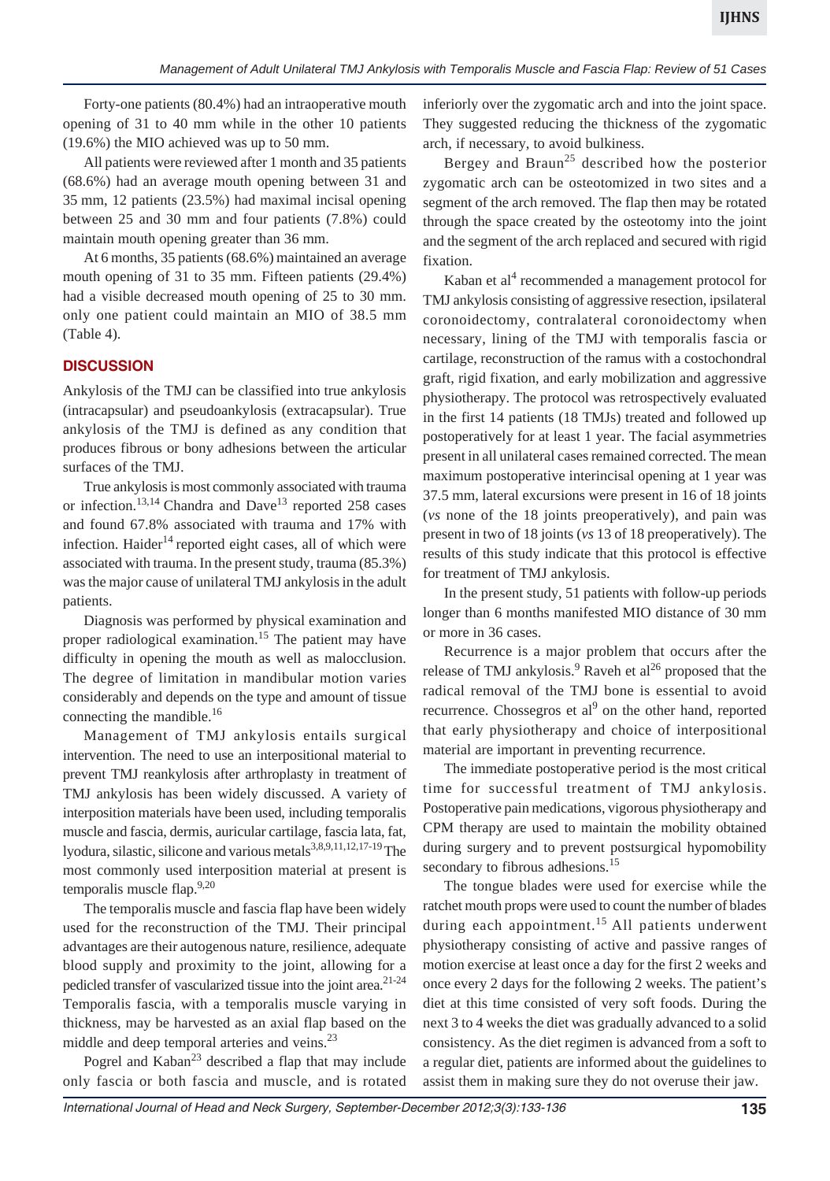Forty-one patients (80.4%) had an intraoperative mouth opening of 31 to 40 mm while in the other 10 patients (19.6%) the MIO achieved was up to 50 mm.

All patients were reviewed after 1 month and 35 patients (68.6%) had an average mouth opening between 31 and 35 mm, 12 patients (23.5%) had maximal incisal opening between 25 and 30 mm and four patients (7.8%) could maintain mouth opening greater than 36 mm.

At 6 months, 35 patients (68.6%) maintained an average mouth opening of 31 to 35 mm. Fifteen patients (29.4%) had a visible decreased mouth opening of 25 to 30 mm. only one patient could maintain an MIO of 38.5 mm (Table 4).

## DISCUSSION

Ankylosis of the TMJ can be classified into true ankylosis (intracapsular) and pseudoankylosis (extracapsular). True ankylosis of the TMJ is defined as any condition that produces fibrous or bony adhesions between the articular surfaces of the TMJ.

True ankylosis is most commonly associated with trauma or infection.[13,14] Chandra and Dave[13] reported 258 cases and found 67.8% associated with trauma and 17% with infection. Haider[14] reported eight cases, all of which were associated with trauma. In the present study, trauma (85.3%) was the major cause of unilateral TMJ ankylosis in the adult patients.

Diagnosis was performed by physical examination and proper radiological examination.[15] The patient may have difficulty in opening the mouth as well as malocclusion. The degree of limitation in mandibular motion varies considerably and depends on the type and amount of tissue connecting the mandible.[16]

Management of TMJ ankylosis entails surgical intervention. The need to use an interpositional material to prevent TMJ reankylosis after arthroplasty in treatment of TMJ ankylosis has been widely discussed. A variety of interposition materials have been used, including temporalis muscle and fascia, dermis, auricular cartilage, fascia lata, fat, lyodura, silastic, silicone and various metals[3,8,9,11,12,17-19] The most commonly used interposition material at present is temporalis muscle flap.[9,20]

The temporalis muscle and fascia flap have been widely used for the reconstruction of the TMJ. Their principal advantages are their autogenous nature, resilience, adequate blood supply and proximity to the joint, allowing for a pedicled transfer of vascularized tissue into the joint area.[21-24] Temporalis fascia, with a temporalis muscle varying in thickness, may be harvested as an axial flap based on the middle and deep temporal arteries and veins.[23]

Pogrel and Kaban[23] described a flap that may include only fascia or both fascia and muscle, and is rotated inferiorly over the zygomatic arch and into the joint space. They suggested reducing the thickness of the zygomatic arch, if necessary, to avoid bulkiness.

Bergey and Braun[25] described how the posterior zygomatic arch can be osteotomized in two sites and a segment of the arch removed. The flap then may be rotated through the space created by the osteotomy into the joint and the segment of the arch replaced and secured with rigid fixation.

Kaban et al[4] recommended a management protocol for TMJ ankylosis consisting of aggressive resection, ipsilateral coronoidectomy, contralateral coronoidectomy when necessary, lining of the TMJ with temporalis fascia or cartilage, reconstruction of the ramus with a costochondral graft, rigid fixation, and early mobilization and aggressive physiotherapy. The protocol was retrospectively evaluated in the first 14 patients (18 TMJs) treated and followed up postoperatively for at least 1 year. The facial asymmetries present in all unilateral cases remained corrected. The mean maximum postoperative interincisal opening at 1 year was 37.5 mm, lateral excursions were present in 16 of 18 joints (*vs* none of the 18 joints preoperatively), and pain was present in two of 18 joints (*vs* 13 of 18 preoperatively). The results of this study indicate that this protocol is effective for treatment of TMJ ankylosis.

In the present study, 51 patients with follow-up periods longer than 6 months manifested MIO distance of 30 mm or more in 36 cases.

Recurrence is a major problem that occurs after the release of TMJ ankylosis.[9] Raveh et al[26] proposed that the radical removal of the TMJ bone is essential to avoid recurrence. Chossegros et al[9] on the other hand, reported that early physiotherapy and choice of interpositional material are important in preventing recurrence.

The immediate postoperative period is the most critical time for successful treatment of TMJ ankylosis. Postoperative pain medications, vigorous physiotherapy and CPM therapy are used to maintain the mobility obtained during surgery and to prevent postsurgical hypomobility secondary to fibrous adhesions.[15]

The tongue blades were used for exercise while the ratchet mouth props were used to count the number of blades during each appointment.[15] All patients underwent physiotherapy consisting of active and passive ranges of motion exercise at least once a day for the first 2 weeks and once every 2 days for the following 2 weeks. The patient's diet at this time consisted of very soft foods. During the next 3 to 4 weeks the diet was gradually advanced to a solid consistency. As the diet regimen is advanced from a soft to a regular diet, patients are informed about the guidelines to assist them in making sure they do not overuse their jaw.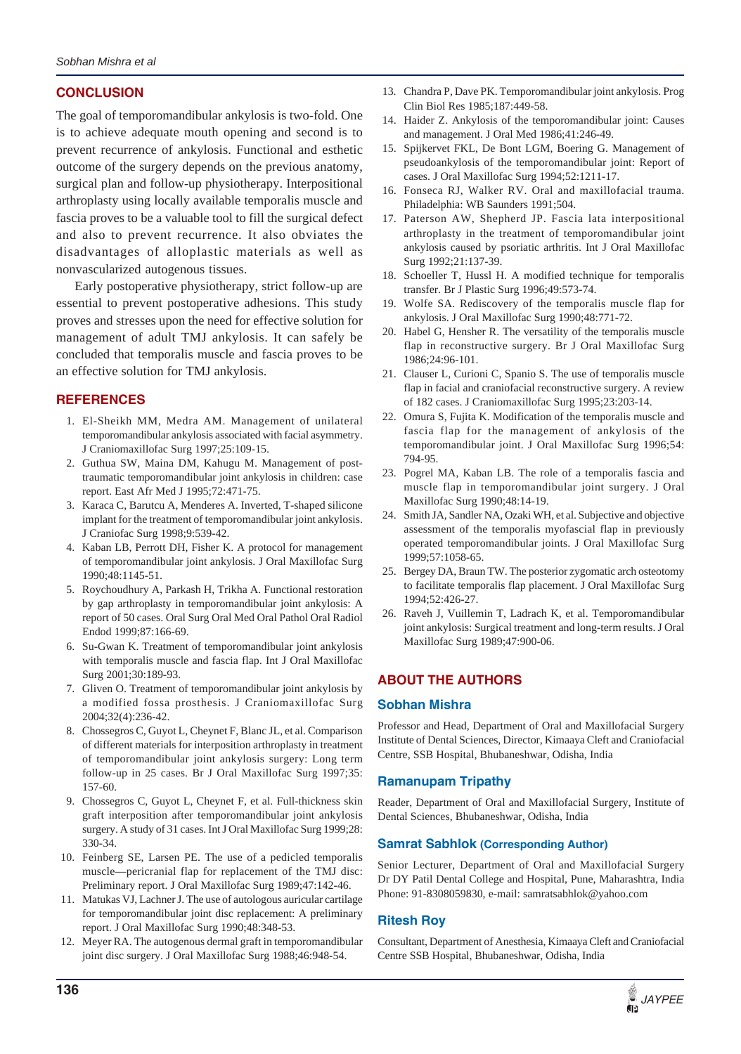## CONCLUSION

The goal of temporomandibular ankylosis is two-fold. One is to achieve adequate mouth opening and second is to prevent recurrence of ankylosis. Functional and esthetic outcome of the surgery depends on the previous anatomy, surgical plan and follow-up physiotherapy. Interpositional arthroplasty using locally available temporalis muscle and fascia proves to be a valuable tool to fill the surgical defect and also to prevent recurrence. It also obviates the disadvantages of alloplastic materials as well as nonvascularized autogenous tissues.

Early postoperative physiotherapy, strict follow-up are essential to prevent postoperative adhesions. This study proves and stresses upon the need for effective solution for management of adult TMJ ankylosis. It can safely be concluded that temporalis muscle and fascia proves to be an effective solution for TMJ ankylosis.

## REFERENCES

1. El-Sheikh MM, Medra AM. Management of unilateral temporomandibular ankylosis associated with facial asymmetry. J Craniomaxillofac Surg 1997;25:109-15.
2. Guthua SW, Maina DM, Kahugu M. Management of post-traumatic temporomandibular joint ankylosis in children: case report. East Afr Med J 1995;72:471-75.
3. Karaca C, Barutcu A, Menderes A. Inverted, T-shaped silicone implant for the treatment of temporomandibular joint ankylosis. J Craniofac Surg 1998;9:539-42.
4. Kaban LB, Perrott DH, Fisher K. A protocol for management of temporomandibular joint ankylosis. J Oral Maxillofac Surg 1990;48:1145-51.
5. Roychoudhury A, Parkash H, Trikha A. Functional restoration by gap arthroplasty in temporomandibular joint ankylosis: A report of 50 cases. Oral Surg Oral Med Oral Pathol Oral Radiol Endod 1999;87:166-69.
6. Su-Gwan K. Treatment of temporomandibular joint ankylosis with temporalis muscle and fascia flap. Int J Oral Maxillofac Surg 2001;30:189-93.
7. Gliven O. Treatment of temporomandibular joint ankylosis by a modified fossa prosthesis. J Craniomaxillofac Surg 2004;32(4):236-42.
8. Chossegros C, Guyot L, Cheynet F, Blanc JL, et al. Comparison of different materials for interposition arthroplasty in treatment of temporomandibular joint ankylosis surgery: Long term follow-up in 25 cases. Br J Oral Maxillofac Surg 1997;35: 157-60.
9. Chossegros C, Guyot L, Cheynet F, et al. Full-thickness skin graft interposition after temporomandibular joint ankylosis surgery. A study of 31 cases. Int J Oral Maxillofac Surg 1999;28: 330-34.
10. Feinberg SE, Larsen PE. The use of a pedicled temporalis muscle—pericranial flap for replacement of the TMJ disc: Preliminary report. J Oral Maxillofac Surg 1989;47:142-46.
11. Matukas VJ, Lachner J. The use of autologous auricular cartilage for temporomandibular joint disc replacement: A preliminary report. J Oral Maxillofac Surg 1990;48:348-53.
12. Meyer RA. The autogenous dermal graft in temporomandibular joint disc surgery. J Oral Maxillofac Surg 1988;46:948-54.
13. Chandra P, Dave PK. Temporomandibular joint ankylosis. Prog Clin Biol Res 1985;187:449-58.
14. Haider Z. Ankylosis of the temporomandibular joint: Causes and management. J Oral Med 1986;41:246-49.
15. Spijkervet FKL, De Bont LGM, Boering G. Management of pseudoankylosis of the temporomandibular joint: Report of cases. J Oral Maxillofac Surg 1994;52:1211-17.
16. Fonseca RJ, Walker RV. Oral and maxillofacial trauma. Philadelphia: WB Saunders 1991;504.
17. Paterson AW, Shepherd JP. Fascia lata interpositional arthroplasty in the treatment of temporomandibular joint ankylosis caused by psoriatic arthritis. Int J Oral Maxillofac Surg 1992;21:137-39.
18. Schoeller T, Hussl H. A modified technique for temporalis transfer. Br J Plastic Surg 1996;49:573-74.
19. Wolfe SA. Rediscovery of the temporalis muscle flap for ankylosis. J Oral Maxillofac Surg 1990;48:771-72.
20. Habel G, Hensher R. The versatility of the temporalis muscle flap in reconstructive surgery. Br J Oral Maxillofac Surg 1986;24:96-101.
21. Clauser L, Curioni C, Spanio S. The use of temporalis muscle flap in facial and craniofacial reconstructive surgery. A review of 182 cases. J Craniomaxillofac Surg 1995;23:203-14.
22. Omura S, Fujita K. Modification of the temporalis muscle and fascia flap for the management of ankylosis of the temporomandibular joint. J Oral Maxillofac Surg 1996;54: 794-95.
23. Pogrel MA, Kaban LB. The role of a temporalis fascia and muscle flap in temporomandibular joint surgery. J Oral Maxillofac Surg 1990;48:14-19.
24. Smith JA, Sandler NA, Ozaki WH, et al. Subjective and objective assessment of the temporalis myofascial flap in previously operated temporomandibular joints. J Oral Maxillofac Surg 1999;57:1058-65.
25. Bergey DA, Braun TW. The posterior zygomatic arch osteotomy to facilitate temporalis flap placement. J Oral Maxillofac Surg 1994;52:426-27.
26. Raveh J, Vuillemin T, Ladrach K, et al. Temporomandibular joint ankylosis: Surgical treatment and long-term results. J Oral Maxillofac Surg 1989;47:900-06.

## ABOUT THE AUTHORS

### Sobhan Mishra

Professor and Head, Department of Oral and Maxillofacial Surgery Institute of Dental Sciences, Director, Kimaaya Cleft and Craniofacial Centre, SSB Hospital, Bhubaneshwar, Odisha, India

### Ramanupam Tripathy

Reader, Department of Oral and Maxillofacial Surgery, Institute of Dental Sciences, Bhubaneshwar, Odisha, India

### Samrat Sabhlok (Corresponding Author)

Senior Lecturer, Department of Oral and Maxillofacial Surgery Dr DY Patil Dental College and Hospital, Pune, Maharashtra, India Phone: 91-8308059830, e-mail: samratsabhlok@yahoo.com

### Ritesh Roy

Consultant, Department of Anesthesia, Kimaaya Cleft and Craniofacial Centre SSB Hospital, Bhubaneshwar, Odisha, India